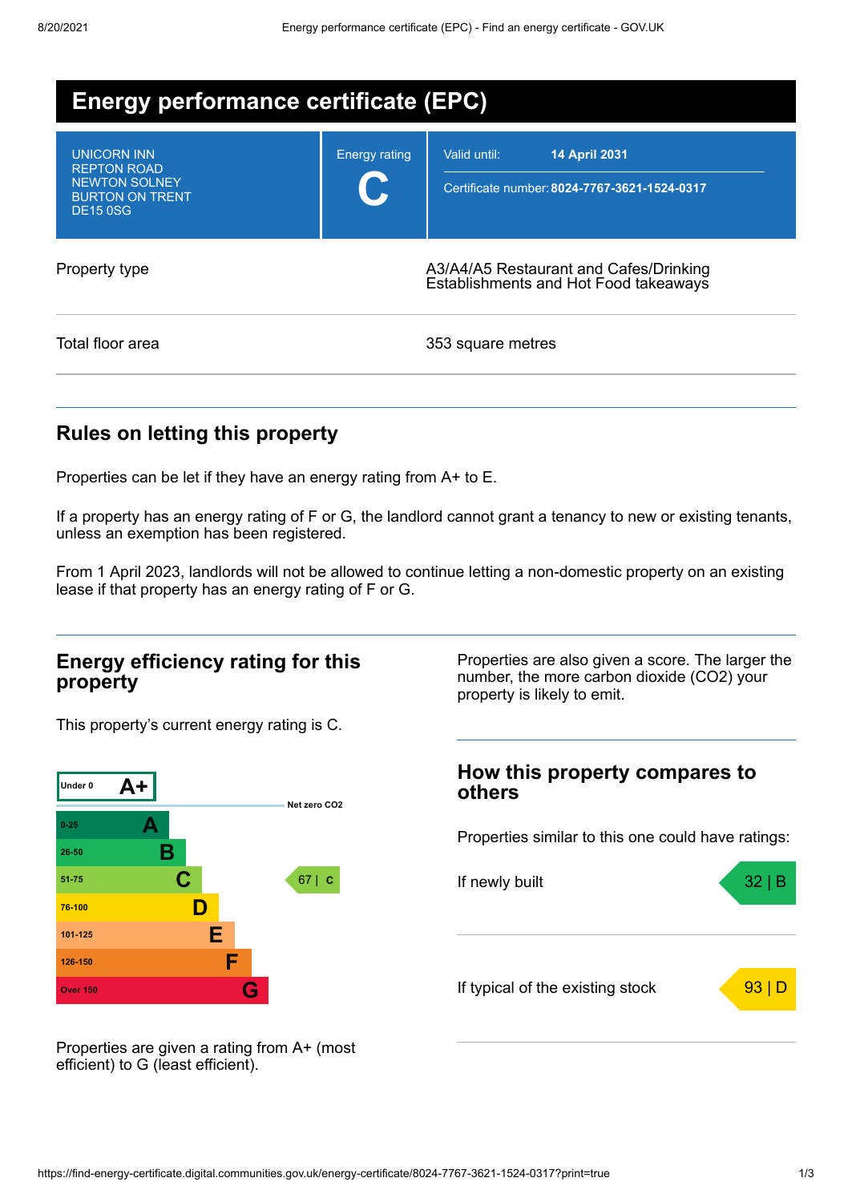# Energy performance certificate (EPC)

| | | |
|---|---|---|
| UNICORN INN<br>REPTON ROAD<br>NEWTON SOLNEY<br>BURTON ON TRENT<br>DE15 0SG | Energy rating<br>**C** | Valid until: **14 April 2031**<br>Certificate number: **8024-7767-3621-1524-0317** |

| | |
|---|---|
| Property type | A3/A4/A5 Restaurant and Cafes/Drinking Establishments and Hot Food takeaways |
| Total floor area | 353 square metres |

## Rules on letting this property

Properties can be let if they have an energy rating from A+ to E.

If a property has an energy rating of F or G, the landlord cannot grant a tenancy to new or existing tenants, unless an exemption has been registered.

From 1 April 2023, landlords will not be allowed to continue letting a non-domestic property on an existing lease if that property has an energy rating of F or G.

## Energy efficiency rating for this property

This property's current energy rating is C.

| Score | Rating |
|---|---|
| Under 0 | A+ |
| 0-25 | A |
| 26-50 | B |
| 51-75 | C |
| 76-100 | D |
| 101-125 | E |
| 126-150 | F |
| Over 150 | G |

Net zero $CO_2$

This property: 67 | C

Properties are given a rating from A+ (most efficient) to G (least efficient).

Properties are also given a score. The larger the number, the more carbon dioxide ($CO_2$) your property is likely to emit.

## How this property compares to others

Properties similar to this one could have ratings:

| | |
|---|---|
| If newly built | 32 \| B |
| If typical of the existing stock | 93 \| D |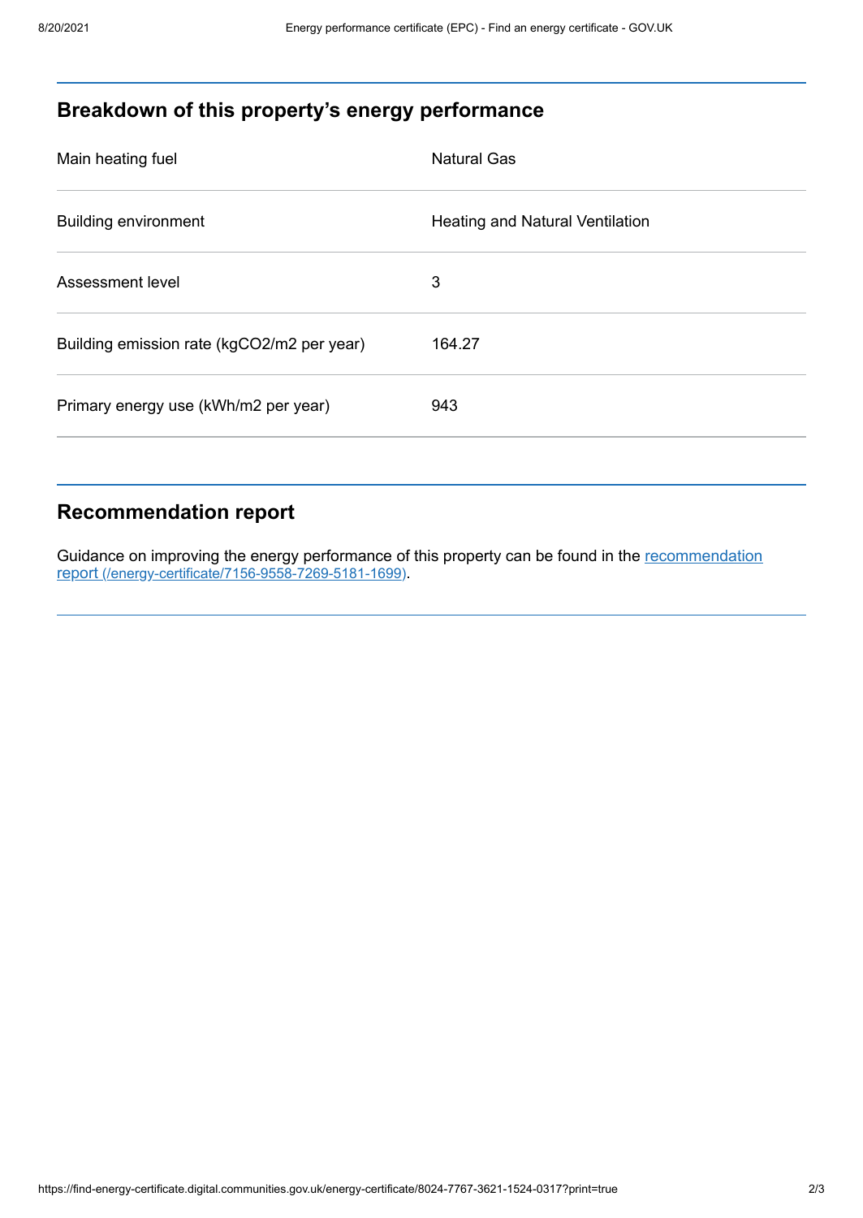## Breakdown of this property's energy performance

| | |
|---|---|
| Main heating fuel | Natural Gas |
| Building environment | Heating and Natural Ventilation |
| Assessment level | 3 |
| Building emission rate (kgCO2/m2 per year) | 164.27 |
| Primary energy use (kWh/m2 per year) | 943 |

## Recommendation report

Guidance on improving the energy performance of this property can be found in the [recommendation report (/energy-certificate/7156-9558-7269-5181-1699)](/energy-certificate/7156-9558-7269-5181-1699).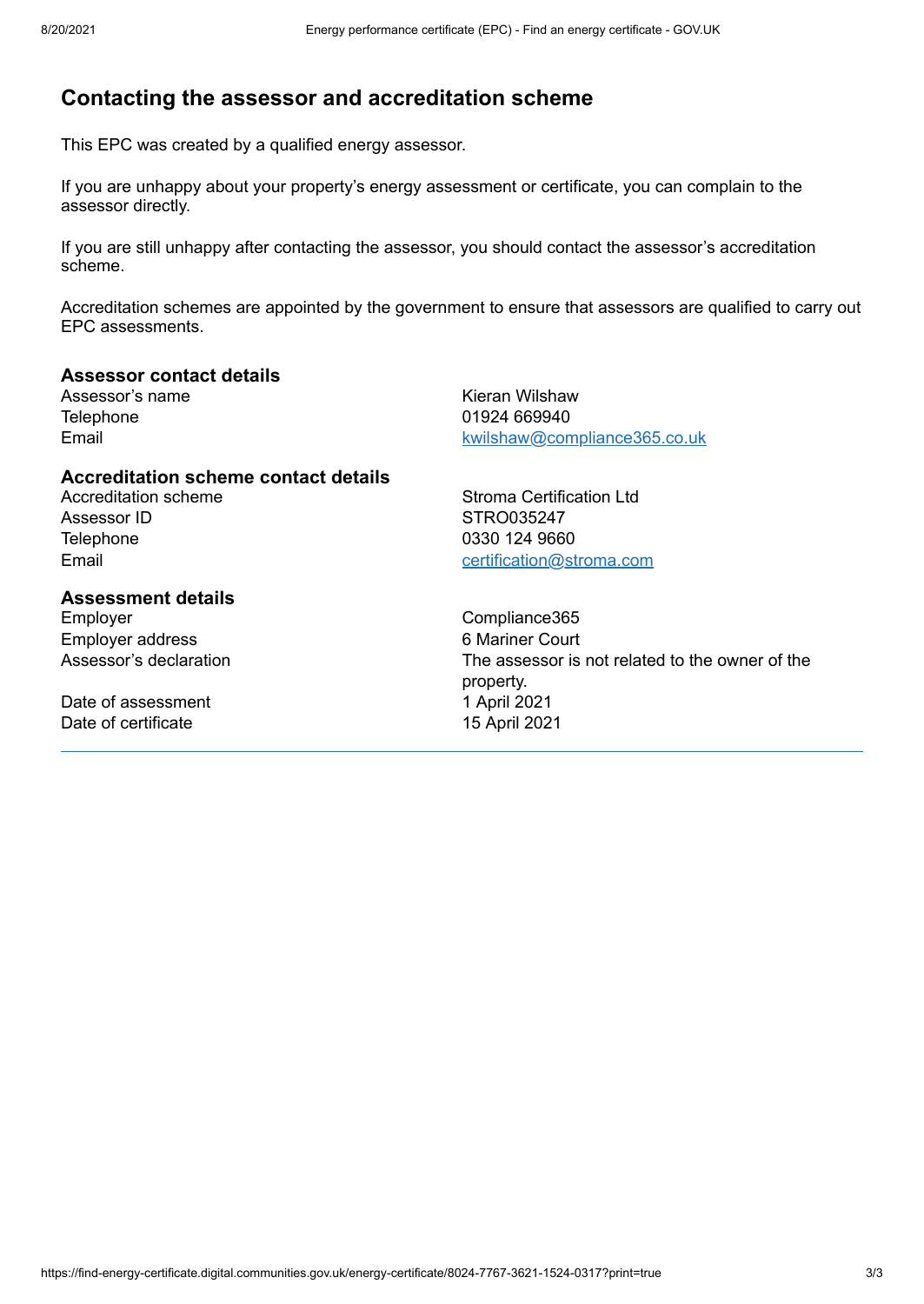## Contacting the assessor and accreditation scheme

This EPC was created by a qualified energy assessor.

If you are unhappy about your property's energy assessment or certificate, you can complain to the assessor directly.

If you are still unhappy after contacting the assessor, you should contact the assessor's accreditation scheme.

Accreditation schemes are appointed by the government to ensure that assessors are qualified to carry out EPC assessments.

### Assessor contact details

| | |
|---|---|
| Assessor's name | Kieran Wilshaw |
| Telephone | 01924 669940 |
| Email | kwilshaw@compliance365.co.uk |

### Accreditation scheme contact details

| | |
|---|---|
| Accreditation scheme | Stroma Certification Ltd |
| Assessor ID | STRO035247 |
| Telephone | 0330 124 9660 |
| Email | certification@stroma.com |

### Assessment details

| | |
|---|---|
| Employer | Compliance365 |
| Employer address | 6 Mariner Court |
| Assessor's declaration | The assessor is not related to the owner of the property. |
| Date of assessment | 1 April 2021 |
| Date of certificate | 15 April 2021 |